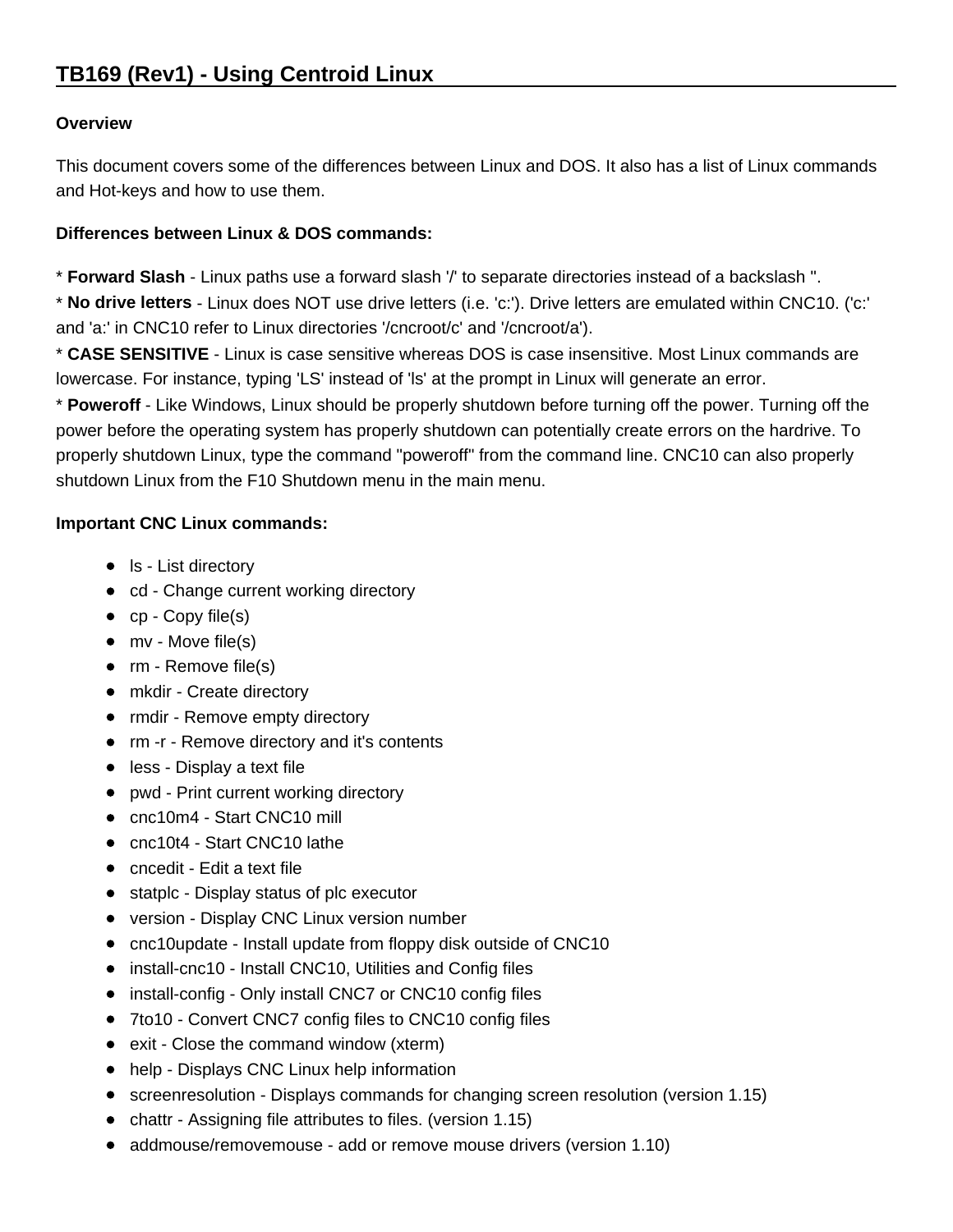# TB169 (Rev1) - Using Centroid Linux

**Overview**

This document covers some of the differences between Linux and DOS. It also has a list of Linux commands and Hot-keys and how to use them.

**Differences between Linux & DOS commands:**

* **Forward Slash** - Linux paths use a forward slash '/' to separate directories instead of a backslash ''.
* **No drive letters** - Linux does NOT use drive letters (i.e. 'c:'). Drive letters are emulated within CNC10. ('c:' and 'a:' in CNC10 refer to Linux directories '/cncroot/c' and '/cncroot/a').
* **CASE SENSITIVE** - Linux is case sensitive whereas DOS is case insensitive. Most Linux commands are lowercase. For instance, typing 'LS' instead of 'ls' at the prompt in Linux will generate an error.
* **Poweroff** - Like Windows, Linux should be properly shutdown before turning off the power. Turning off the power before the operating system has properly shutdown can potentially create errors on the hardrive. To properly shutdown Linux, type the command "poweroff" from the command line. CNC10 can also properly shutdown Linux from the F10 Shutdown menu in the main menu.

**Important CNC Linux commands:**

- ls - List directory
- cd - Change current working directory
- cp - Copy file(s)
- mv - Move file(s)
- rm - Remove file(s)
- mkdir - Create directory
- rmdir - Remove empty directory
- rm -r - Remove directory and it's contents
- less - Display a text file
- pwd - Print current working directory
- cnc10m4 - Start CNC10 mill
- cnc10t4 - Start CNC10 lathe
- cncedit - Edit a text file
- statplc - Display status of plc executor
- version - Display CNC Linux version number
- cnc10update - Install update from floppy disk outside of CNC10
- install-cnc10 - Install CNC10, Utilities and Config files
- install-config - Only install CNC7 or CNC10 config files
- 7to10 - Convert CNC7 config files to CNC10 config files
- exit - Close the command window (xterm)
- help - Displays CNC Linux help information
- screenresolution - Displays commands for changing screen resolution (version 1.15)
- chattr - Assigning file attributes to files. (version 1.15)
- addmouse/removemouse - add or remove mouse drivers (version 1.10)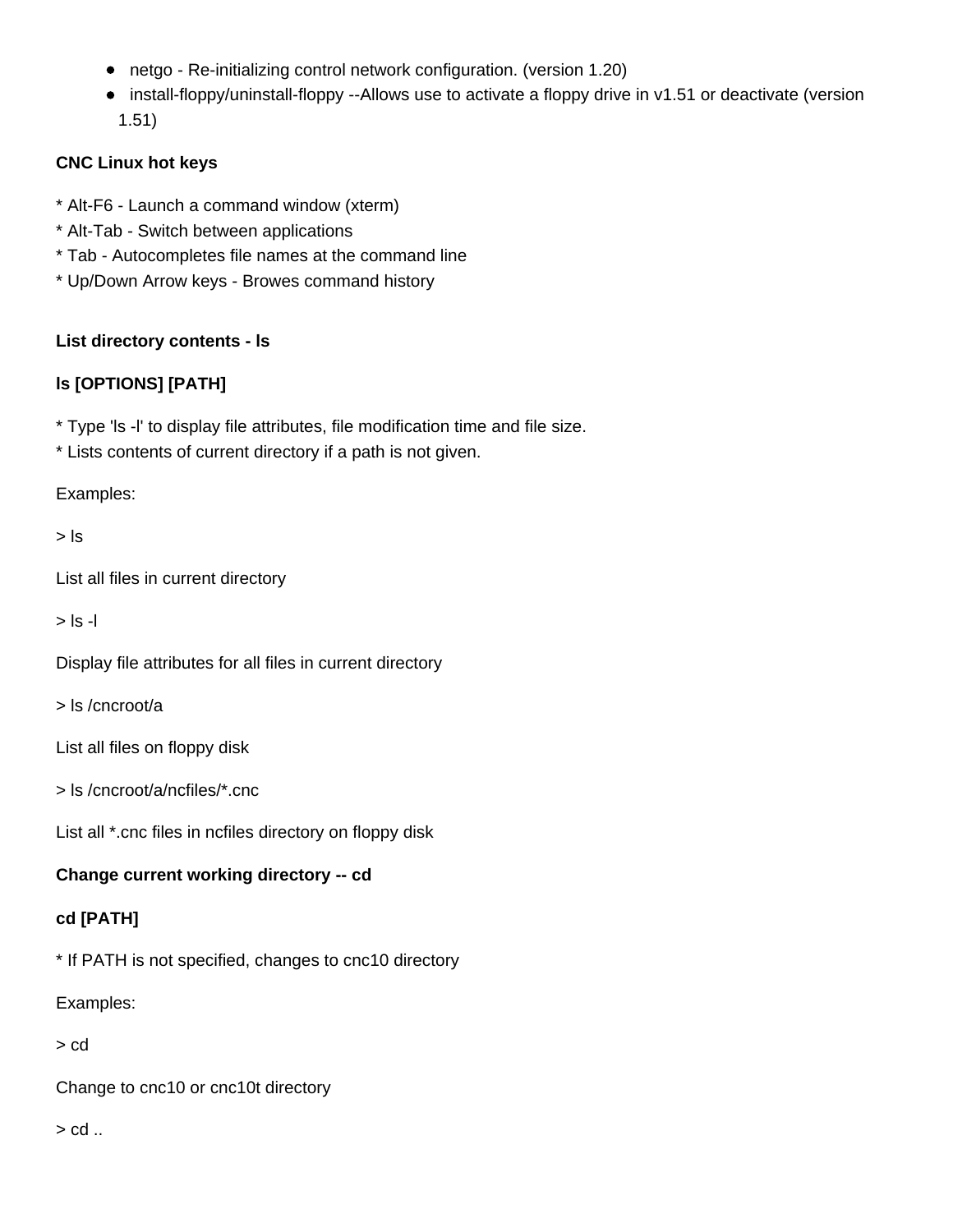- netgo - Re-initializing control network configuration. (version 1.20)
- install-floppy/uninstall-floppy --Allows use to activate a floppy drive in v1.51 or deactivate (version 1.51)

**CNC Linux hot keys**

* Alt-F6 - Launch a command window (xterm)
* Alt-Tab - Switch between applications
* Tab - Autocompletes file names at the command line
* Up/Down Arrow keys - Browes command history

**List directory contents - ls**

**ls [OPTIONS] [PATH]**

* Type 'ls -l' to display file attributes, file modification time and file size.
* Lists contents of current directory if a path is not given.

Examples:

> ls

List all files in current directory

> ls -l

Display file attributes for all files in current directory

> ls /cncroot/a

List all files on floppy disk

> ls /cncroot/a/ncfiles/*.cnc

List all *.cnc files in ncfiles directory on floppy disk

**Change current working directory -- cd**

**cd [PATH]**

* If PATH is not specified, changes to cnc10 directory

Examples:

> cd

Change to cnc10 or cnc10t directory

> cd ..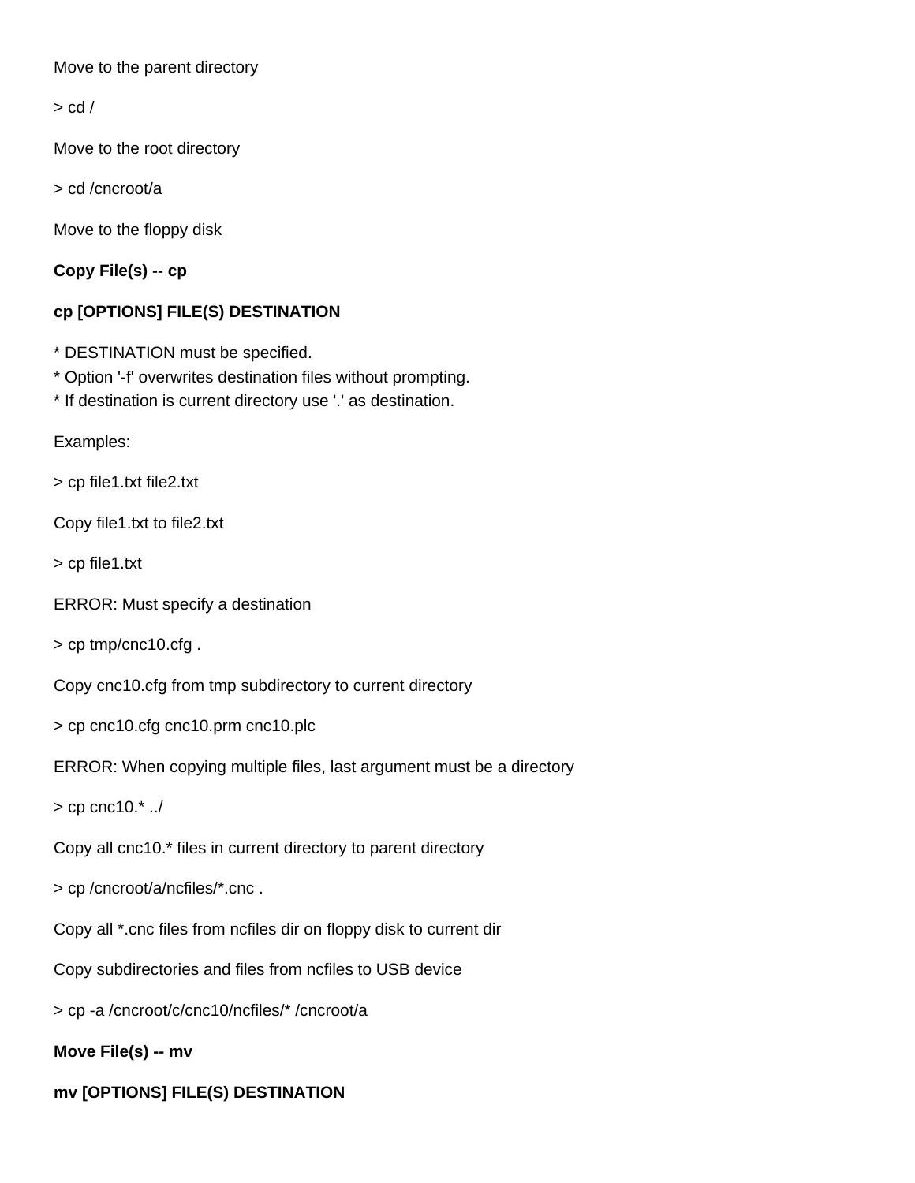Move to the parent directory

> cd /

Move to the root directory

> cd /cncroot/a

Move to the floppy disk

**Copy File(s) -- cp**

**cp [OPTIONS] FILE(S) DESTINATION**

* DESTINATION must be specified.
* Option '-f' overwrites destination files without prompting.
* If destination is current directory use '.' as destination.

Examples:

> cp file1.txt file2.txt

Copy file1.txt to file2.txt

> cp file1.txt

ERROR: Must specify a destination

> cp tmp/cnc10.cfg .

Copy cnc10.cfg from tmp subdirectory to current directory

> cp cnc10.cfg cnc10.prm cnc10.plc

ERROR: When copying multiple files, last argument must be a directory

> cp cnc10.* ../

Copy all cnc10.* files in current directory to parent directory

> cp /cncroot/a/ncfiles/*.cnc .

Copy all *.cnc files from ncfiles dir on floppy disk to current dir

Copy subdirectories and files from ncfiles to USB device

> cp -a /cncroot/c/cnc10/ncfiles/* /cncroot/a

**Move File(s) -- mv**

**mv [OPTIONS] FILE(S) DESTINATION**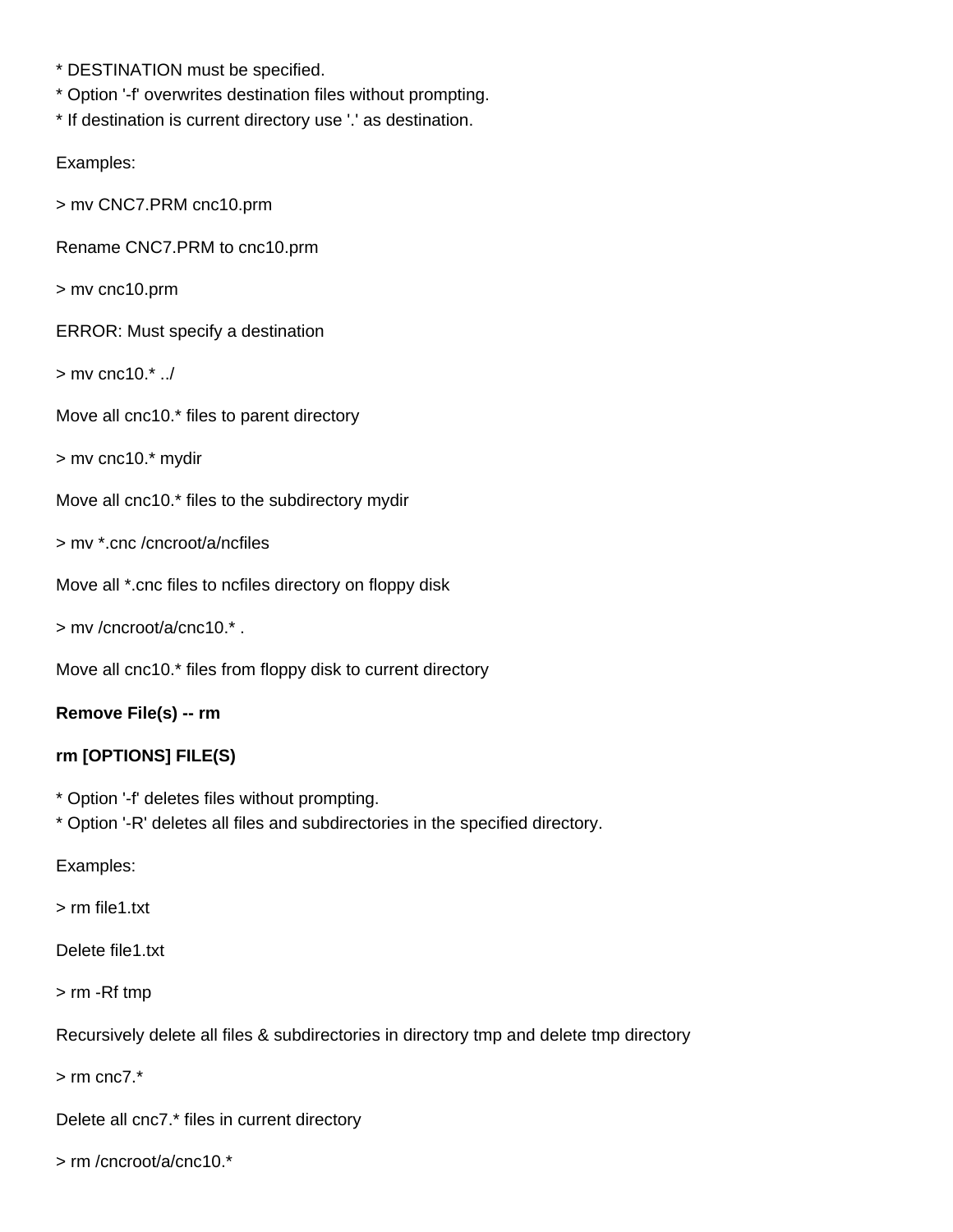* DESTINATION must be specified.
* Option '-f' overwrites destination files without prompting.
* If destination is current directory use '.' as destination.

Examples:

> mv CNC7.PRM cnc10.prm

Rename CNC7.PRM to cnc10.prm

> mv cnc10.prm

ERROR: Must specify a destination

> mv cnc10.* ../

Move all cnc10.* files to parent directory

> mv cnc10.* mydir

Move all cnc10.* files to the subdirectory mydir

> mv *.cnc /cncroot/a/ncfiles

Move all *.cnc files to ncfiles directory on floppy disk

> mv /cncroot/a/cnc10.* .

Move all cnc10.* files from floppy disk to current directory

**Remove File(s) -- rm**

**rm [OPTIONS] FILE(S)**

* Option '-f' deletes files without prompting.
* Option '-R' deletes all files and subdirectories in the specified directory.

Examples:

> rm file1.txt

Delete file1.txt

> rm -Rf tmp

Recursively delete all files & subdirectories in directory tmp and delete tmp directory

> rm cnc7.*

Delete all cnc7.* files in current directory

> rm /cncroot/a/cnc10.*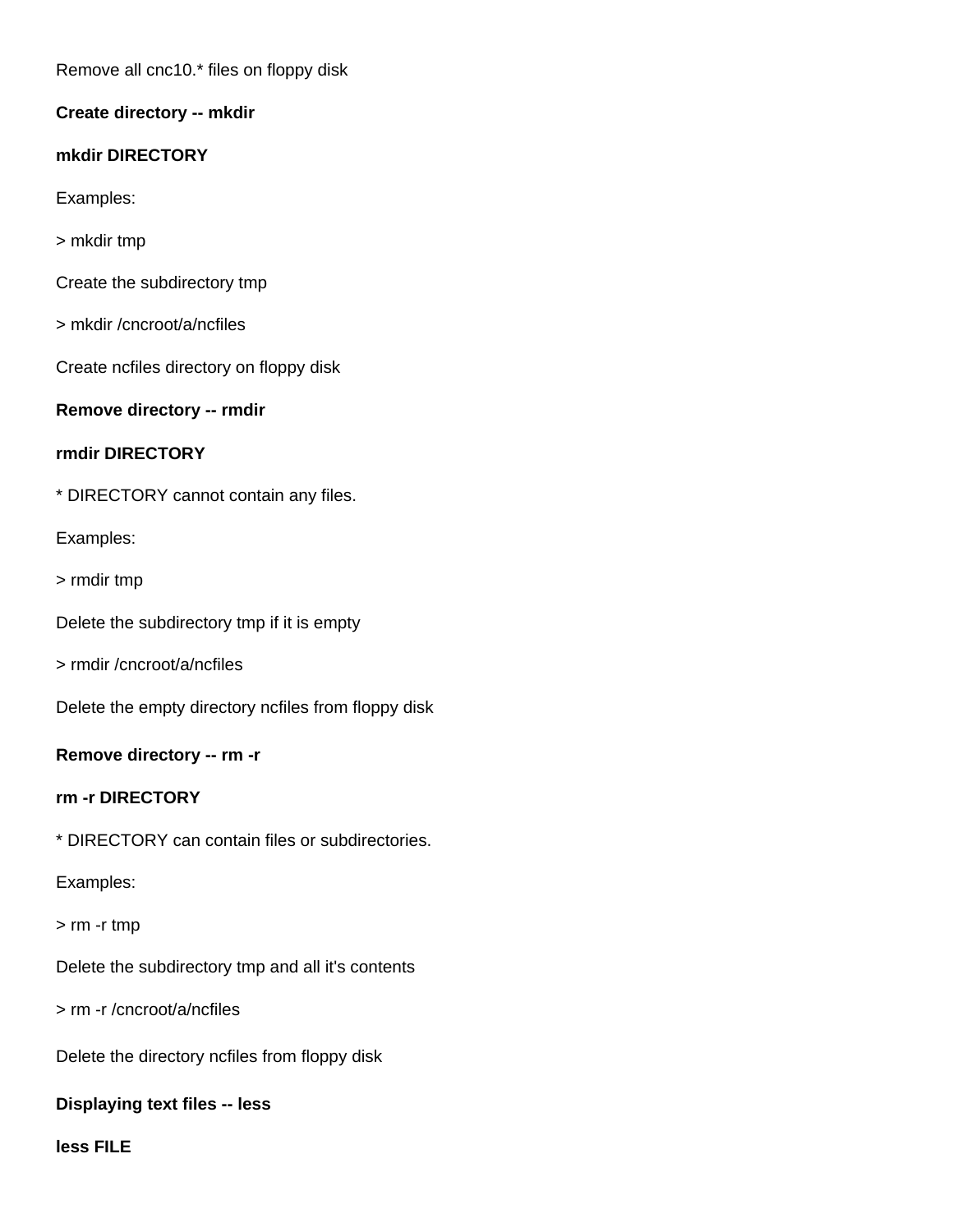Remove all cnc10.* files on floppy disk

**Create directory -- mkdir**

**mkdir DIRECTORY**

Examples:

> mkdir tmp

Create the subdirectory tmp

> mkdir /cncroot/a/ncfiles

Create ncfiles directory on floppy disk

**Remove directory -- rmdir**

**rmdir DIRECTORY**

* DIRECTORY cannot contain any files.

Examples:

> rmdir tmp

Delete the subdirectory tmp if it is empty

> rmdir /cncroot/a/ncfiles

Delete the empty directory ncfiles from floppy disk

**Remove directory -- rm -r**

**rm -r DIRECTORY**

* DIRECTORY can contain files or subdirectories.

Examples:

> rm -r tmp

Delete the subdirectory tmp and all it's contents

> rm -r /cncroot/a/ncfiles

Delete the directory ncfiles from floppy disk

**Displaying text files -- less**

**less FILE**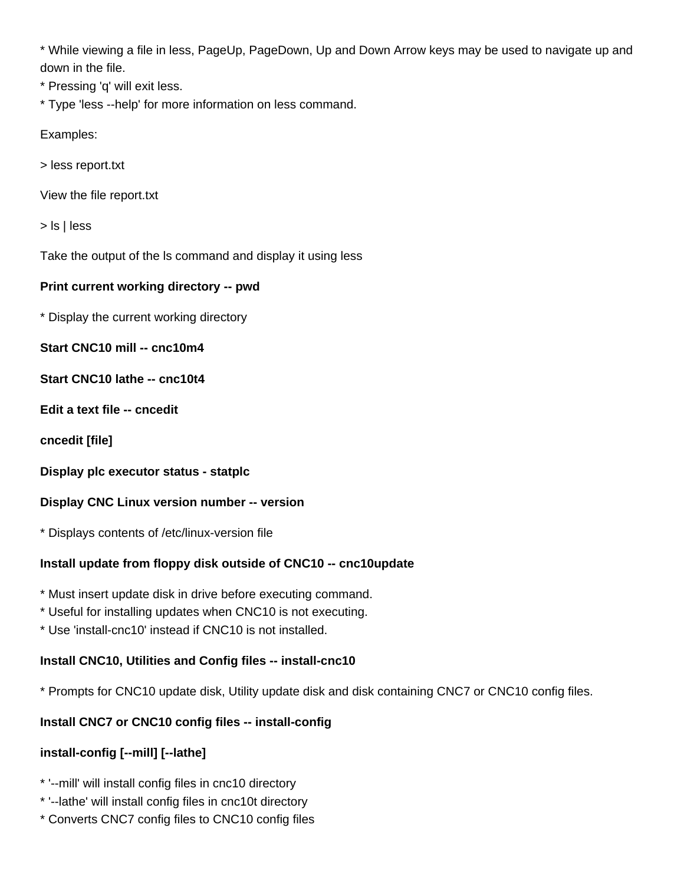* While viewing a file in less, PageUp, PageDown, Up and Down Arrow keys may be used to navigate up and down in the file.
* Pressing 'q' will exit less.
* Type 'less --help' for more information on less command.

Examples:

> less report.txt

View the file report.txt

> ls | less

Take the output of the ls command and display it using less

**Print current working directory -- pwd**

* Display the current working directory

**Start CNC10 mill -- cnc10m4**

**Start CNC10 lathe -- cnc10t4**

**Edit a text file -- cncedit**

**cncedit [file]**

**Display plc executor status - statplc**

**Display CNC Linux version number -- version**

* Displays contents of /etc/linux-version file

**Install update from floppy disk outside of CNC10 -- cnc10update**

* Must insert update disk in drive before executing command.
* Useful for installing updates when CNC10 is not executing.
* Use 'install-cnc10' instead if CNC10 is not installed.

**Install CNC10, Utilities and Config files -- install-cnc10**

* Prompts for CNC10 update disk, Utility update disk and disk containing CNC7 or CNC10 config files.

**Install CNC7 or CNC10 config files -- install-config**

**install-config [--mill] [--lathe]**

* '--mill' will install config files in cnc10 directory
* '--lathe' will install config files in cnc10t directory
* Converts CNC7 config files to CNC10 config files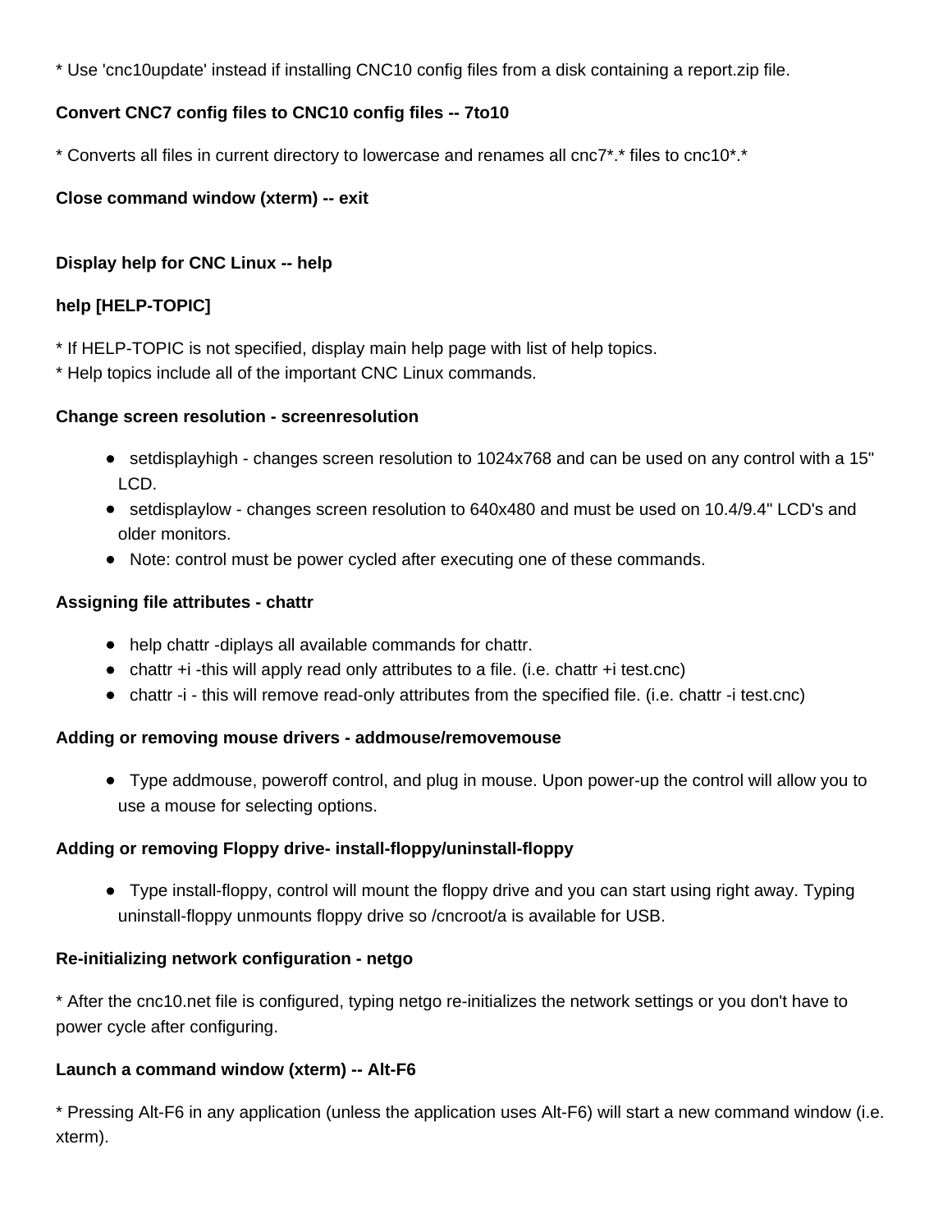* Use 'cnc10update' instead if installing CNC10 config files from a disk containing a report.zip file.

**Convert CNC7 config files to CNC10 config files -- 7to10**

* Converts all files in current directory to lowercase and renames all cnc7*.* files to cnc10*.*

**Close command window (xterm) -- exit**

**Display help for CNC Linux -- help**

**help [HELP-TOPIC]**

* If HELP-TOPIC is not specified, display main help page with list of help topics.
* Help topics include all of the important CNC Linux commands.

**Change screen resolution - screenresolution**

- setdisplayhigh - changes screen resolution to 1024x768 and can be used on any control with a 15" LCD.
- setdisplaylow - changes screen resolution to 640x480 and must be used on 10.4/9.4" LCD's and older monitors.
- Note: control must be power cycled after executing one of these commands.

**Assigning file attributes - chattr**

- help chattr -diplays all available commands for chattr.
- chattr +i -this will apply read only attributes to a file. (i.e. chattr +i test.cnc)
- chattr -i - this will remove read-only attributes from the specified file. (i.e. chattr -i test.cnc)

**Adding or removing mouse drivers - addmouse/removemouse**

- Type addmouse, poweroff control, and plug in mouse. Upon power-up the control will allow you to use a mouse for selecting options.

**Adding or removing Floppy drive- install-floppy/uninstall-floppy**

- Type install-floppy, control will mount the floppy drive and you can start using right away. Typing uninstall-floppy unmounts floppy drive so /cncroot/a is available for USB.

**Re-initializing network configuration - netgo**

* After the cnc10.net file is configured, typing netgo re-initializes the network settings or you don't have to power cycle after configuring.

**Launch a command window (xterm) -- Alt-F6**

* Pressing Alt-F6 in any application (unless the application uses Alt-F6) will start a new command window (i.e. xterm).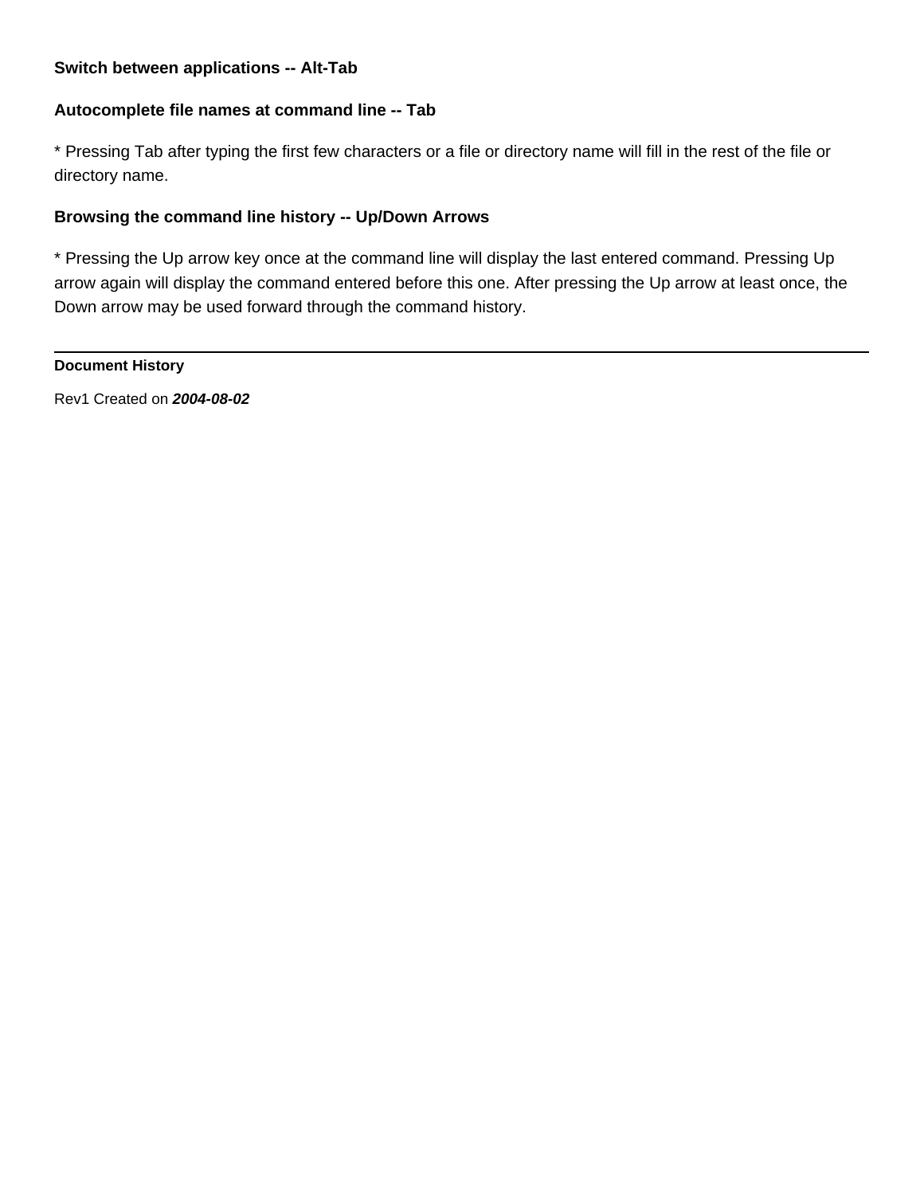**Switch between applications -- Alt-Tab**

**Autocomplete file names at command line -- Tab**

* Pressing Tab after typing the first few characters or a file or directory name will fill in the rest of the file or directory name.

**Browsing the command line history -- Up/Down Arrows**

* Pressing the Up arrow key once at the command line will display the last entered command. Pressing Up arrow again will display the command entered before this one. After pressing the Up arrow at least once, the Down arrow may be used forward through the command history.

---

**Document History**

Rev1 Created on ***2004-08-02***